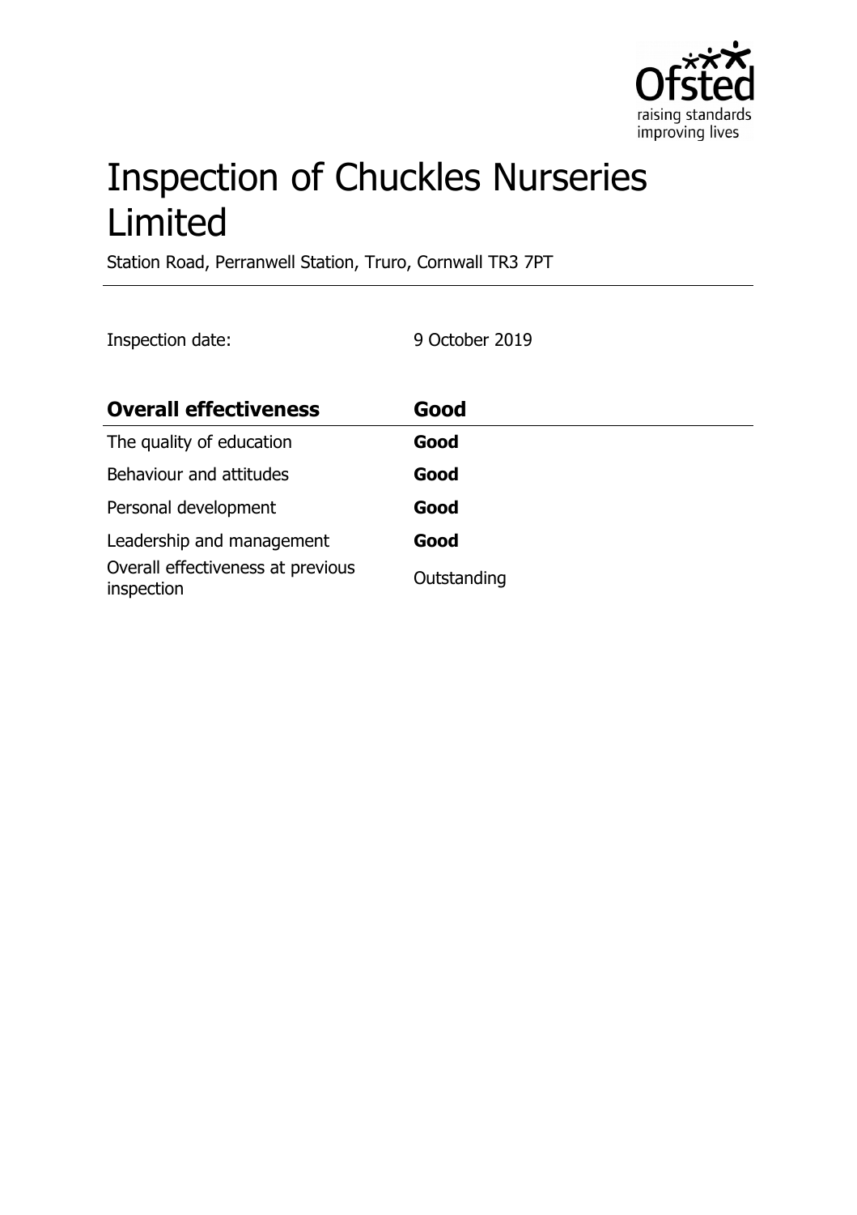# Inspection of Chuckles Nurseries Limited

Station Road, Perranwell Station, Truro, Cornwall TR3 7PT

Inspection date: 9 October 2019

| **Overall effectiveness** | **Good** |
| --- | --- |
| The quality of education | **Good** |
| Behaviour and attitudes | **Good** |
| Personal development | **Good** |
| Leadership and management | **Good** |
| Overall effectiveness at previous inspection | Outstanding |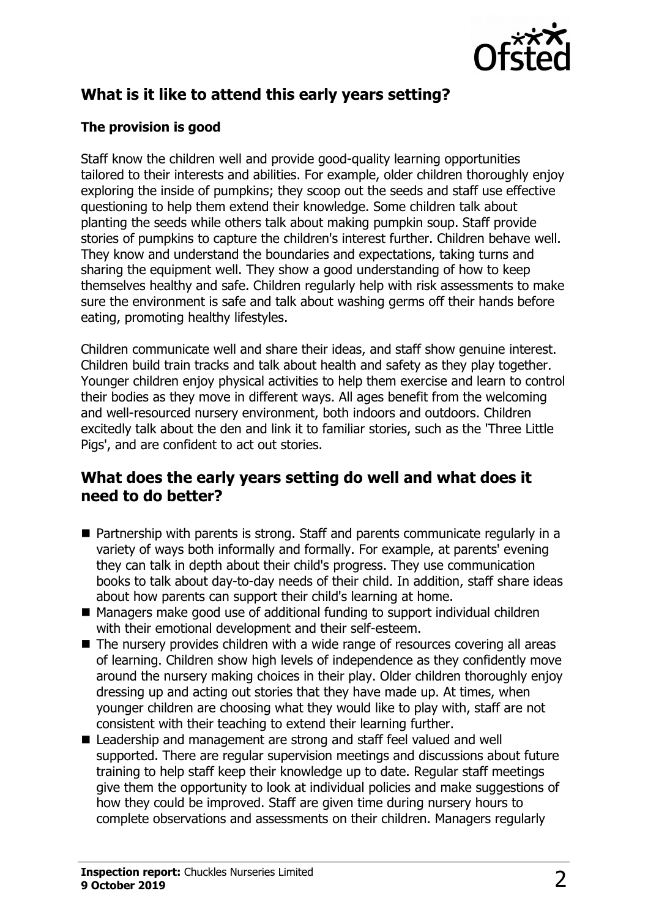## What is it like to attend this early years setting?

### The provision is good

Staff know the children well and provide good-quality learning opportunities tailored to their interests and abilities. For example, older children thoroughly enjoy exploring the inside of pumpkins; they scoop out the seeds and staff use effective questioning to help them extend their knowledge. Some children talk about planting the seeds while others talk about making pumpkin soup. Staff provide stories of pumpkins to capture the children's interest further. Children behave well. They know and understand the boundaries and expectations, taking turns and sharing the equipment well. They show a good understanding of how to keep themselves healthy and safe. Children regularly help with risk assessments to make sure the environment is safe and talk about washing germs off their hands before eating, promoting healthy lifestyles.

Children communicate well and share their ideas, and staff show genuine interest. Children build train tracks and talk about health and safety as they play together. Younger children enjoy physical activities to help them exercise and learn to control their bodies as they move in different ways. All ages benefit from the welcoming and well-resourced nursery environment, both indoors and outdoors. Children excitedly talk about the den and link it to familiar stories, such as the 'Three Little Pigs', and are confident to act out stories.

## What does the early years setting do well and what does it need to do better?

- Partnership with parents is strong. Staff and parents communicate regularly in a variety of ways both informally and formally. For example, at parents' evening they can talk in depth about their child's progress. They use communication books to talk about day-to-day needs of their child. In addition, staff share ideas about how parents can support their child's learning at home.
- Managers make good use of additional funding to support individual children with their emotional development and their self-esteem.
- The nursery provides children with a wide range of resources covering all areas of learning. Children show high levels of independence as they confidently move around the nursery making choices in their play. Older children thoroughly enjoy dressing up and acting out stories that they have made up. At times, when younger children are choosing what they would like to play with, staff are not consistent with their teaching to extend their learning further.
- Leadership and management are strong and staff feel valued and well supported. There are regular supervision meetings and discussions about future training to help staff keep their knowledge up to date. Regular staff meetings give them the opportunity to look at individual policies and make suggestions of how they could be improved. Staff are given time during nursery hours to complete observations and assessments on their children. Managers regularly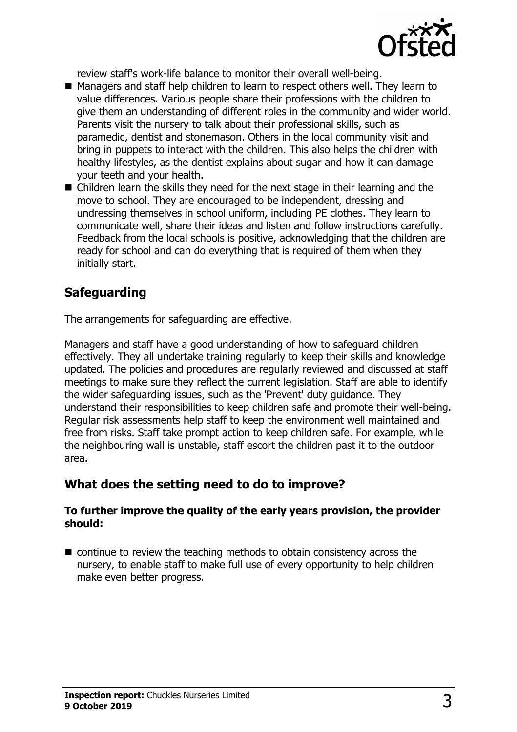review staff's work-life balance to monitor their overall well-being.

- Managers and staff help children to learn to respect others well. They learn to value differences. Various people share their professions with the children to give them an understanding of different roles in the community and wider world. Parents visit the nursery to talk about their professional skills, such as paramedic, dentist and stonemason. Others in the local community visit and bring in puppets to interact with the children. This also helps the children with healthy lifestyles, as the dentist explains about sugar and how it can damage your teeth and your health.
- Children learn the skills they need for the next stage in their learning and the move to school. They are encouraged to be independent, dressing and undressing themselves in school uniform, including PE clothes. They learn to communicate well, share their ideas and listen and follow instructions carefully. Feedback from the local schools is positive, acknowledging that the children are ready for school and can do everything that is required of them when they initially start.

## Safeguarding

The arrangements for safeguarding are effective.

Managers and staff have a good understanding of how to safeguard children effectively. They all undertake training regularly to keep their skills and knowledge updated. The policies and procedures are regularly reviewed and discussed at staff meetings to make sure they reflect the current legislation. Staff are able to identify the wider safeguarding issues, such as the 'Prevent' duty guidance. They understand their responsibilities to keep children safe and promote their well-being. Regular risk assessments help staff to keep the environment well maintained and free from risks. Staff take prompt action to keep children safe. For example, while the neighbouring wall is unstable, staff escort the children past it to the outdoor area.

## What does the setting need to do to improve?

**To further improve the quality of the early years provision, the provider should:**

- continue to review the teaching methods to obtain consistency across the nursery, to enable staff to make full use of every opportunity to help children make even better progress.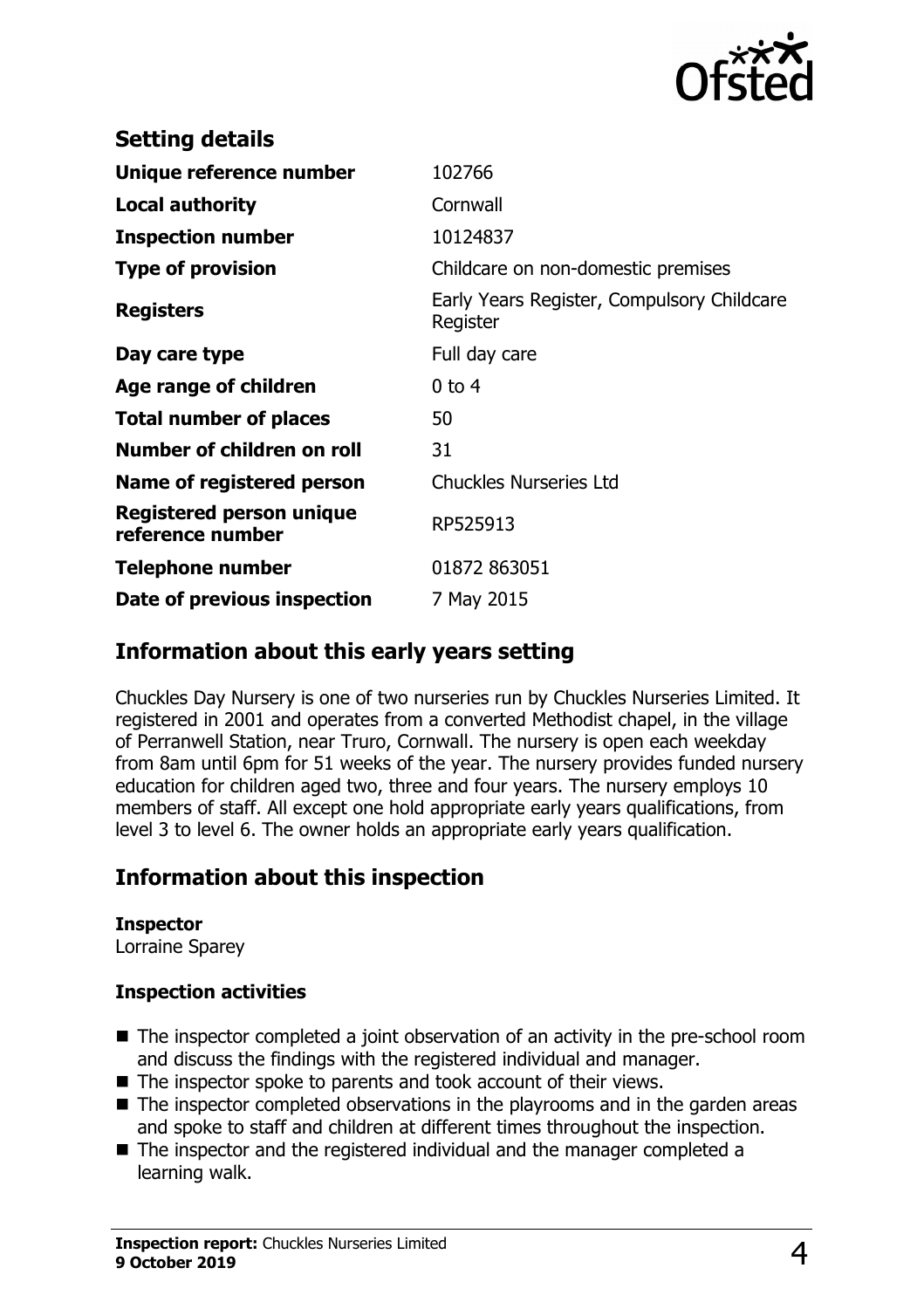## Setting details

| | |
|---|---|
| **Unique reference number** | 102766 |
| **Local authority** | Cornwall |
| **Inspection number** | 10124837 |
| **Type of provision** | Childcare on non-domestic premises |
| **Registers** | Early Years Register, Compulsory Childcare Register |
| **Day care type** | Full day care |
| **Age range of children** | 0 to 4 |
| **Total number of places** | 50 |
| **Number of children on roll** | 31 |
| **Name of registered person** | Chuckles Nurseries Ltd |
| **Registered person unique reference number** | RP525913 |
| **Telephone number** | 01872 863051 |
| **Date of previous inspection** | 7 May 2015 |

## Information about this early years setting

Chuckles Day Nursery is one of two nurseries run by Chuckles Nurseries Limited. It registered in 2001 and operates from a converted Methodist chapel, in the village of Perranwell Station, near Truro, Cornwall. The nursery is open each weekday from 8am until 6pm for 51 weeks of the year. The nursery provides funded nursery education for children aged two, three and four years. The nursery employs 10 members of staff. All except one hold appropriate early years qualifications, from level 3 to level 6. The owner holds an appropriate early years qualification.

## Information about this inspection

**Inspector**
Lorraine Sparey

**Inspection activities**

- The inspector completed a joint observation of an activity in the pre-school room and discuss the findings with the registered individual and manager.
- The inspector spoke to parents and took account of their views.
- The inspector completed observations in the playrooms and in the garden areas and spoke to staff and children at different times throughout the inspection.
- The inspector and the registered individual and the manager completed a learning walk.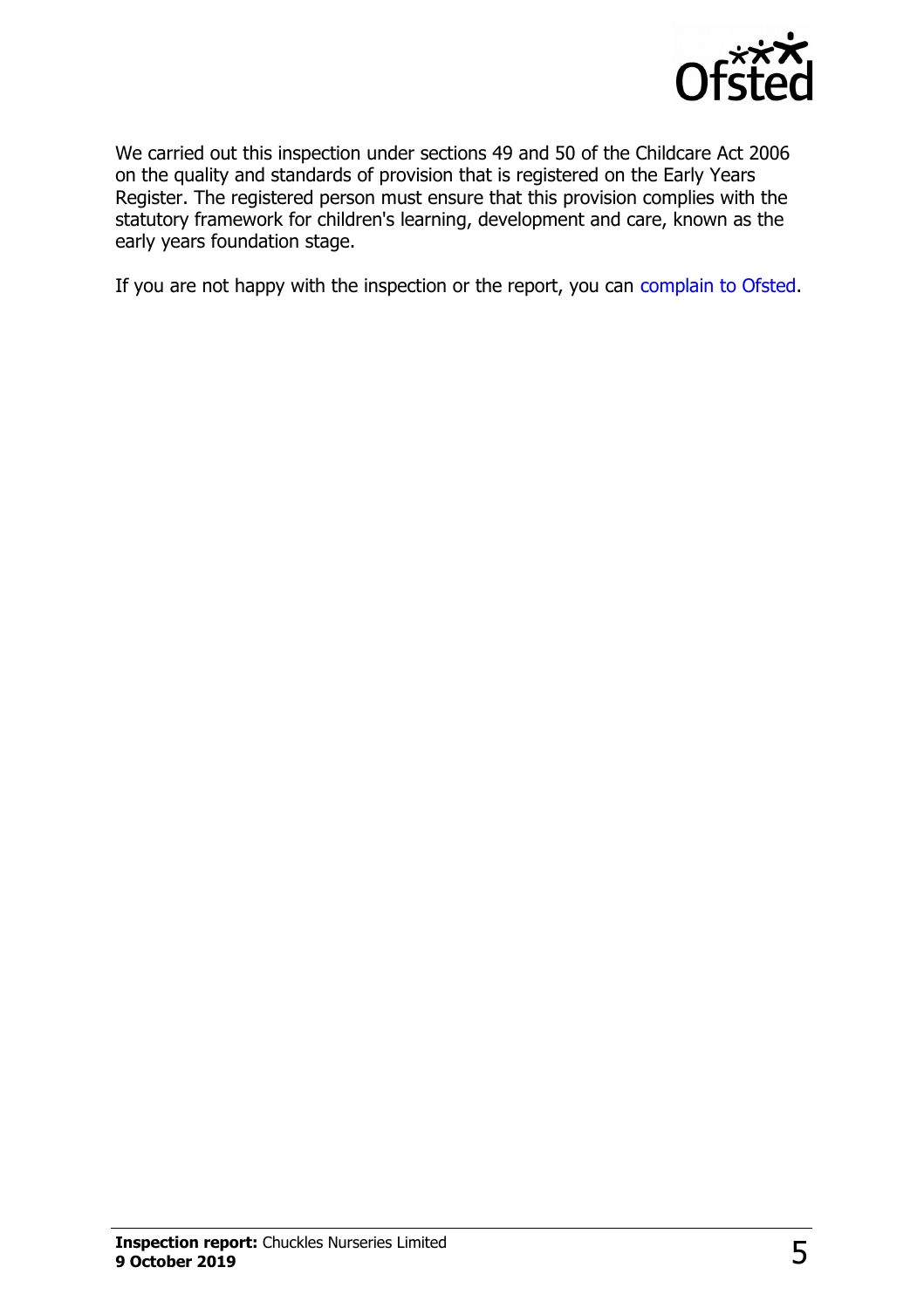We carried out this inspection under sections 49 and 50 of the Childcare Act 2006 on the quality and standards of provision that is registered on the Early Years Register. The registered person must ensure that this provision complies with the statutory framework for children's learning, development and care, known as the early years foundation stage.

If you are not happy with the inspection or the report, you can complain to Ofsted.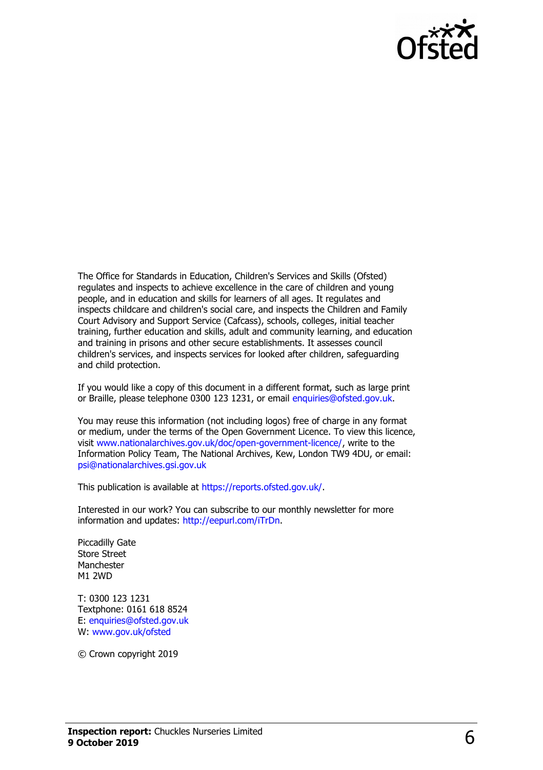The Office for Standards in Education, Children's Services and Skills (Ofsted) regulates and inspects to achieve excellence in the care of children and young people, and in education and skills for learners of all ages. It regulates and inspects childcare and children's social care, and inspects the Children and Family Court Advisory and Support Service (Cafcass), schools, colleges, initial teacher training, further education and skills, adult and community learning, and education and training in prisons and other secure establishments. It assesses council children's services, and inspects services for looked after children, safeguarding and child protection.

If you would like a copy of this document in a different format, such as large print or Braille, please telephone 0300 123 1231, or email enquiries@ofsted.gov.uk.

You may reuse this information (not including logos) free of charge in any format or medium, under the terms of the Open Government Licence. To view this licence, visit www.nationalarchives.gov.uk/doc/open-government-licence/, write to the Information Policy Team, The National Archives, Kew, London TW9 4DU, or email: psi@nationalarchives.gsi.gov.uk

This publication is available at https://reports.ofsted.gov.uk/.

Interested in our work? You can subscribe to our monthly newsletter for more information and updates: http://eepurl.com/iTrDn.

Piccadilly Gate
Store Street
Manchester
M1 2WD

T: 0300 123 1231
Textphone: 0161 618 8524
E: enquiries@ofsted.gov.uk
W: www.gov.uk/ofsted

© Crown copyright 2019